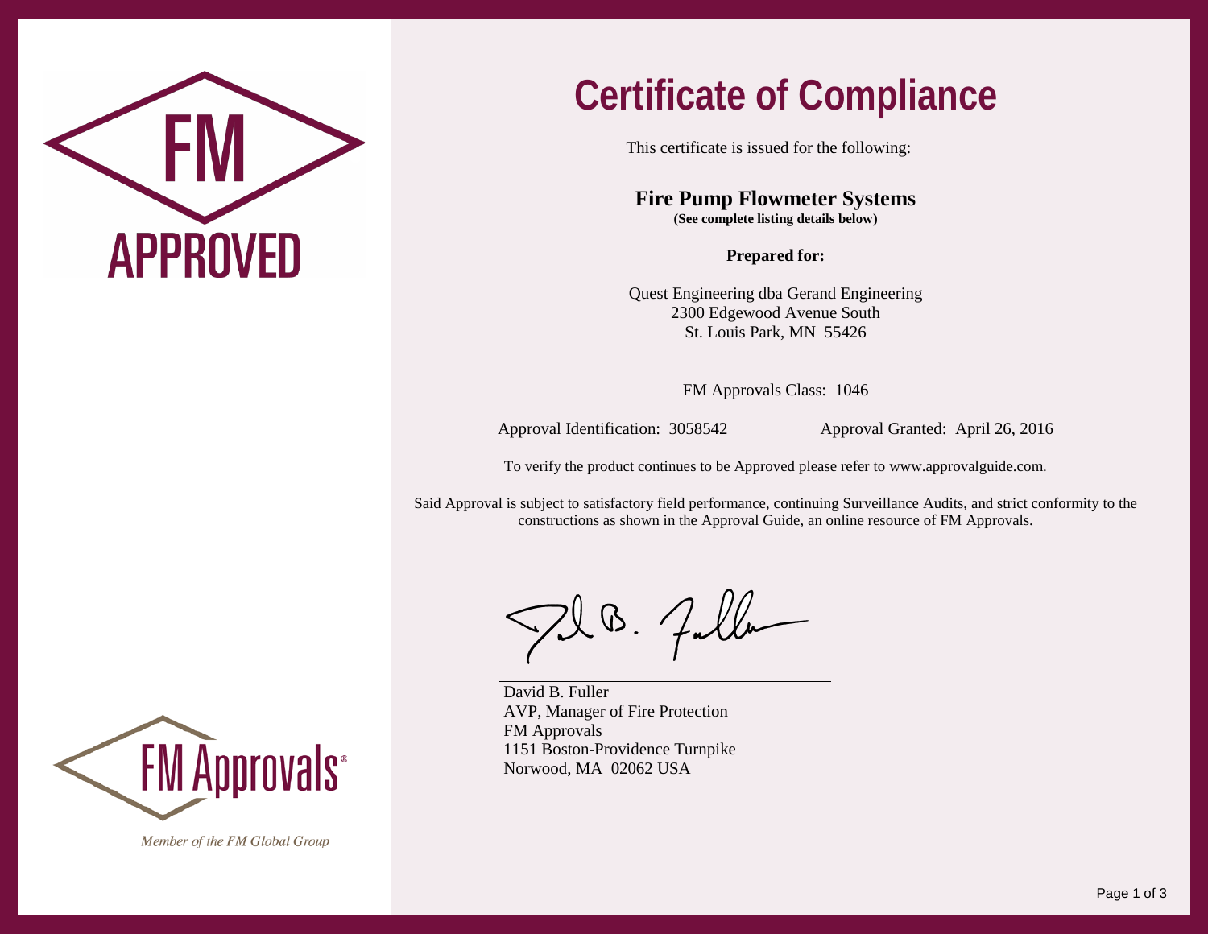FM APPROVED

# Certificate of Compliance

This certificate is issued for the following:

**Fire Pump Flowmeter Systems**
**(See complete listing details below)**

**Prepared for:**

Quest Engineering dba Gerand Engineering
2300 Edgewood Avenue South
St. Louis Park, MN 55426

FM Approvals Class: 1046

Approval Identification: 3058542 Approval Granted: April 26, 2016

To verify the product continues to be Approved please refer to www.approvalguide.com.

Said Approval is subject to satisfactory field performance, continuing Surveillance Audits, and strict conformity to the constructions as shown in the Approval Guide, an online resource of FM Approvals.

David B. Fuller
AVP, Manager of Fire Protection
FM Approvals
1151 Boston-Providence Turnpike
Norwood, MA 02062 USA

FM Approvals®

*Member of the FM Global Group*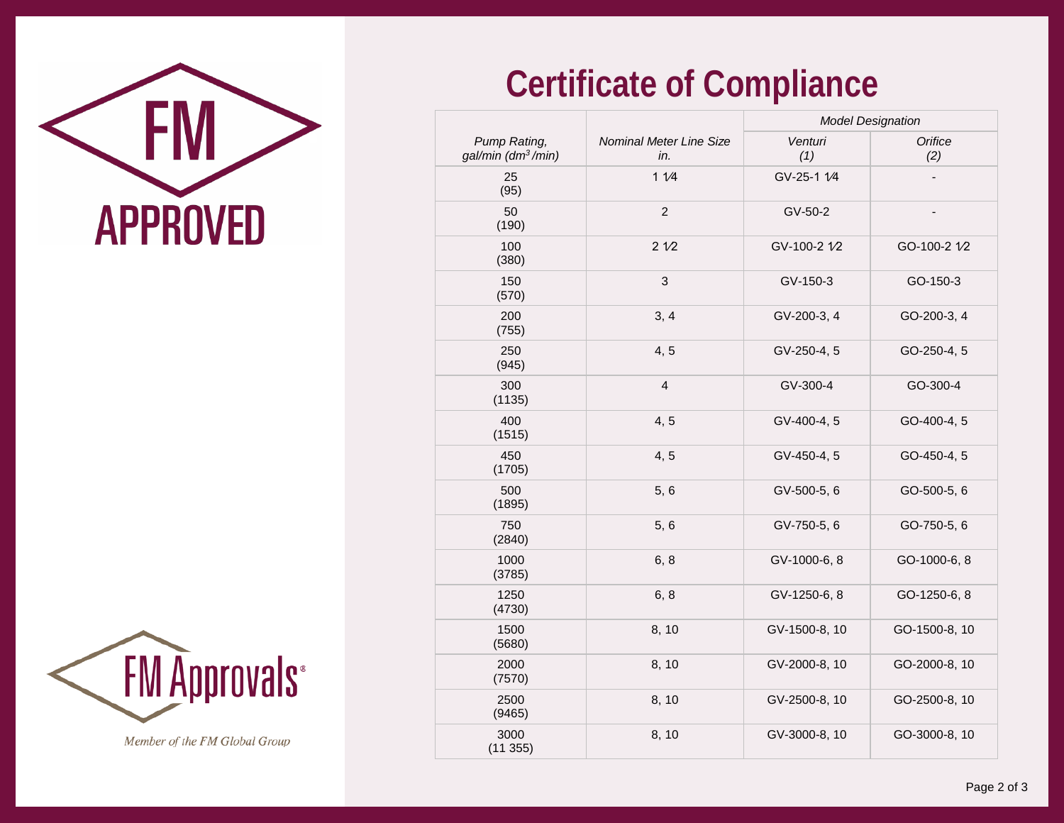FM APPROVED

# Certificate of Compliance

| *Pump Rating, gal/min ($dm^3$/min)* | *Nominal Meter Line Size in.* | *Model Designation* | |
|---|---|---|---|
| | | *Venturi (1)* | *Orifice (2)* |
| 25 (95) | 1 1⁄4 | GV-25-1 1⁄4 | - |
| 50 (190) | 2 | GV-50-2 | - |
| 100 (380) | 2 1⁄2 | GV-100-2 1⁄2 | GO-100-2 1⁄2 |
| 150 (570) | 3 | GV-150-3 | GO-150-3 |
| 200 (755) | 3, 4 | GV-200-3, 4 | GO-200-3, 4 |
| 250 (945) | 4, 5 | GV-250-4, 5 | GO-250-4, 5 |
| 300 (1135) | 4 | GV-300-4 | GO-300-4 |
| 400 (1515) | 4, 5 | GV-400-4, 5 | GO-400-4, 5 |
| 450 (1705) | 4, 5 | GV-450-4, 5 | GO-450-4, 5 |
| 500 (1895) | 5, 6 | GV-500-5, 6 | GO-500-5, 6 |
| 750 (2840) | 5, 6 | GV-750-5, 6 | GO-750-5, 6 |
| 1000 (3785) | 6, 8 | GV-1000-6, 8 | GO-1000-6, 8 |
| 1250 (4730) | 6, 8 | GV-1250-6, 8 | GO-1250-6, 8 |
| 1500 (5680) | 8, 10 | GV-1500-8, 10 | GO-1500-8, 10 |
| 2000 (7570) | 8, 10 | GV-2000-8, 10 | GO-2000-8, 10 |
| 2500 (9465) | 8, 10 | GV-2500-8, 10 | GO-2500-8, 10 |
| 3000 (11 355) | 8, 10 | GV-3000-8, 10 | GO-3000-8, 10 |

FM Approvals®

*Member of the FM Global Group*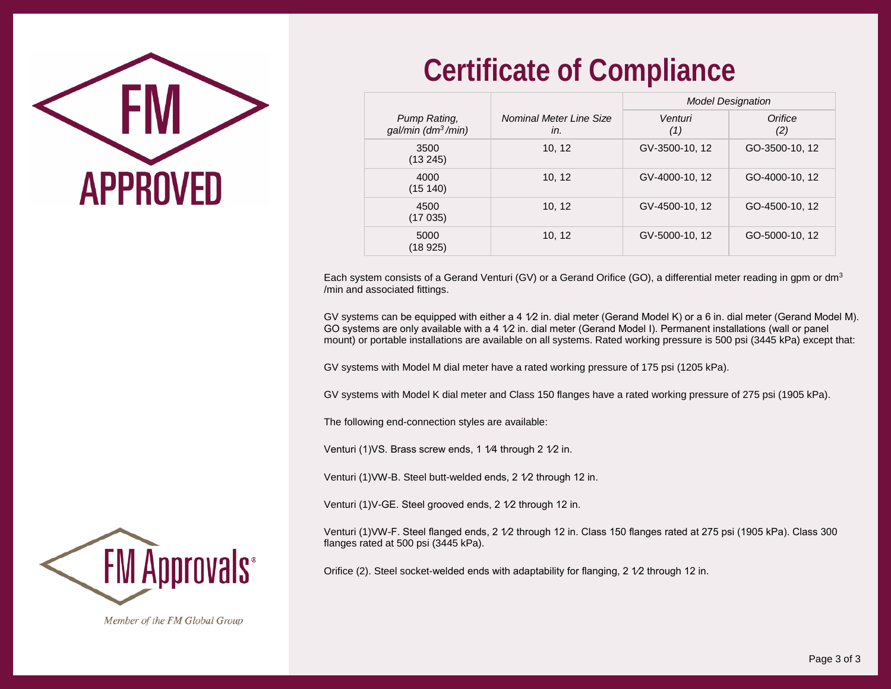# Certificate of Compliance

| Pump Rating, gal/min ($dm^3$/min) | Nominal Meter Line Size in. | Model Designation | |
|---|---|---|---|
| | | Venturi (1) | Orifice (2) |
| 3500 (13 245) | 10, 12 | GV-3500-10, 12 | GO-3500-10, 12 |
| 4000 (15 140) | 10, 12 | GV-4000-10, 12 | GO-4000-10, 12 |
| 4500 (17 035) | 10, 12 | GV-4500-10, 12 | GO-4500-10, 12 |
| 5000 (18 925) | 10, 12 | GV-5000-10, 12 | GO-5000-10, 12 |

Each system consists of a Gerand Venturi (GV) or a Gerand Orifice (GO), a differential meter reading in gpm or $dm^3$ /min and associated fittings.

GV systems can be equipped with either a 4 1⁄2 in. dial meter (Gerand Model K) or a 6 in. dial meter (Gerand Model M). GO systems are only available with a 4 1⁄2 in. dial meter (Gerand Model I). Permanent installations (wall or panel mount) or portable installations are available on all systems. Rated working pressure is 500 psi (3445 kPa) except that:

GV systems with Model M dial meter have a rated working pressure of 175 psi (1205 kPa).

GV systems with Model K dial meter and Class 150 flanges have a rated working pressure of 275 psi (1905 kPa).

The following end-connection styles are available:

Venturi (1)VS. Brass screw ends, 1 1⁄4 through 2 1⁄2 in.

Venturi (1)VW-B. Steel butt-welded ends, 2 1⁄2 through 12 in.

Venturi (1)V-GE. Steel grooved ends, 2 1⁄2 through 12 in.

Venturi (1)VW-F. Steel flanged ends, 2 1⁄2 through 12 in. Class 150 flanges rated at 275 psi (1905 kPa). Class 300 flanges rated at 500 psi (3445 kPa).

Orifice (2). Steel socket-welded ends with adaptability for flanging, 2 1⁄2 through 12 in.